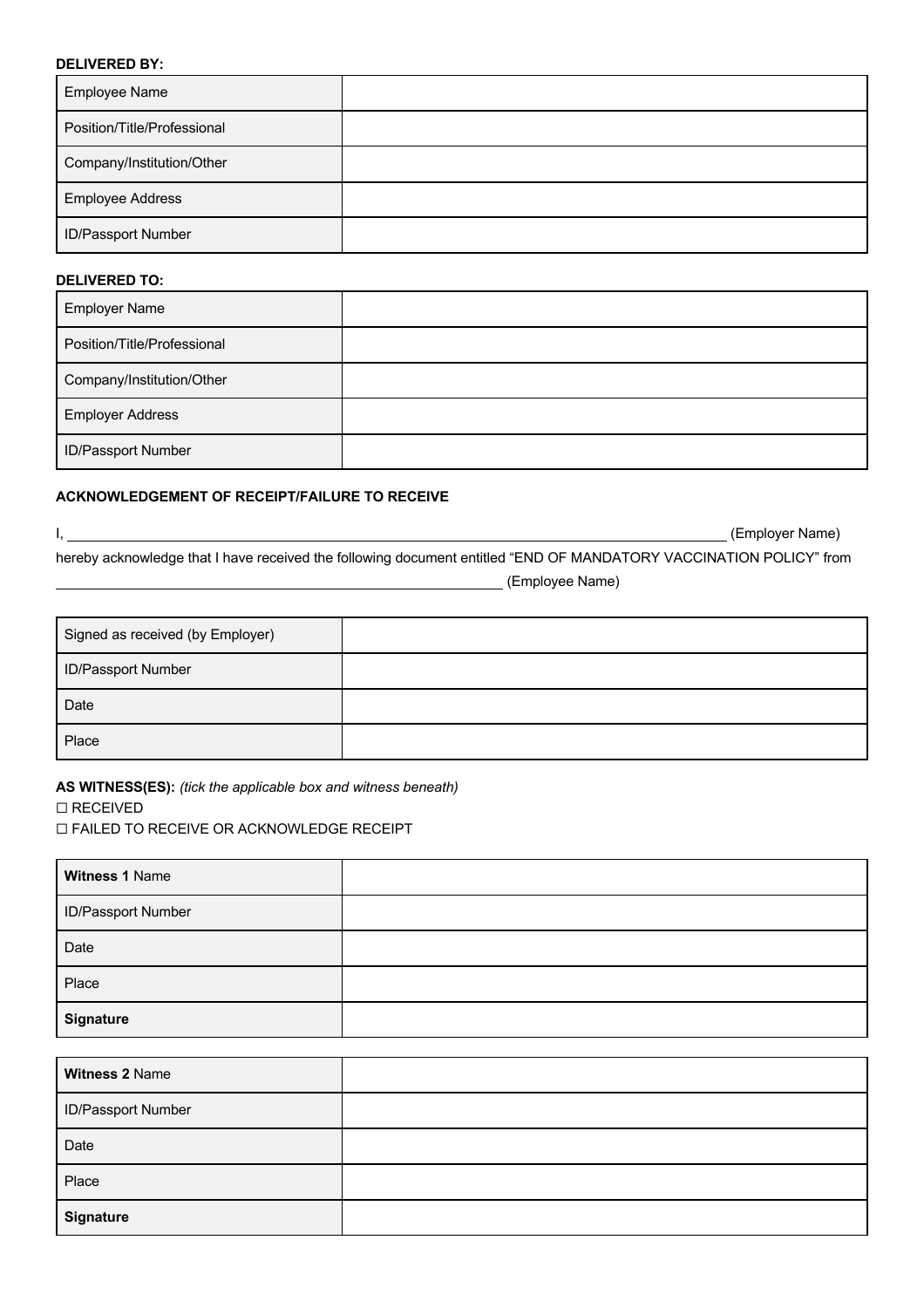**DELIVERED BY:**

| Employee Name | |
|---|---|
| Position/Title/Professional | |
| Company/Institution/Other | |
| Employee Address | |
| ID/Passport Number | |

**DELIVERED TO:**

| Employer Name | |
|---|---|
| Position/Title/Professional | |
| Company/Institution/Other | |
| Employer Address | |
| ID/Passport Number | |

**ACKNOWLEDGEMENT OF RECEIPT/FAILURE TO RECEIVE**

I, ______________________________________________________________________________ (Employer Name)

hereby acknowledge that I have received the following document entitled "END OF MANDATORY VACCINATION POLICY" from

______________________________________________________ (Employee Name)

| Signed as received (by Employer) | |
|---|---|
| ID/Passport Number | |
| Date | |
| Place | |

**AS WITNESS(ES):** *(tick the applicable box and witness beneath)*

☐ RECEIVED

☐ FAILED TO RECEIVE OR ACKNOWLEDGE RECEIPT

| **Witness 1** Name | |
|---|---|
| ID/Passport Number | |
| Date | |
| Place | |
| **Signature** | |

| **Witness 2** Name | |
|---|---|
| ID/Passport Number | |
| Date | |
| Place | |
| **Signature** | |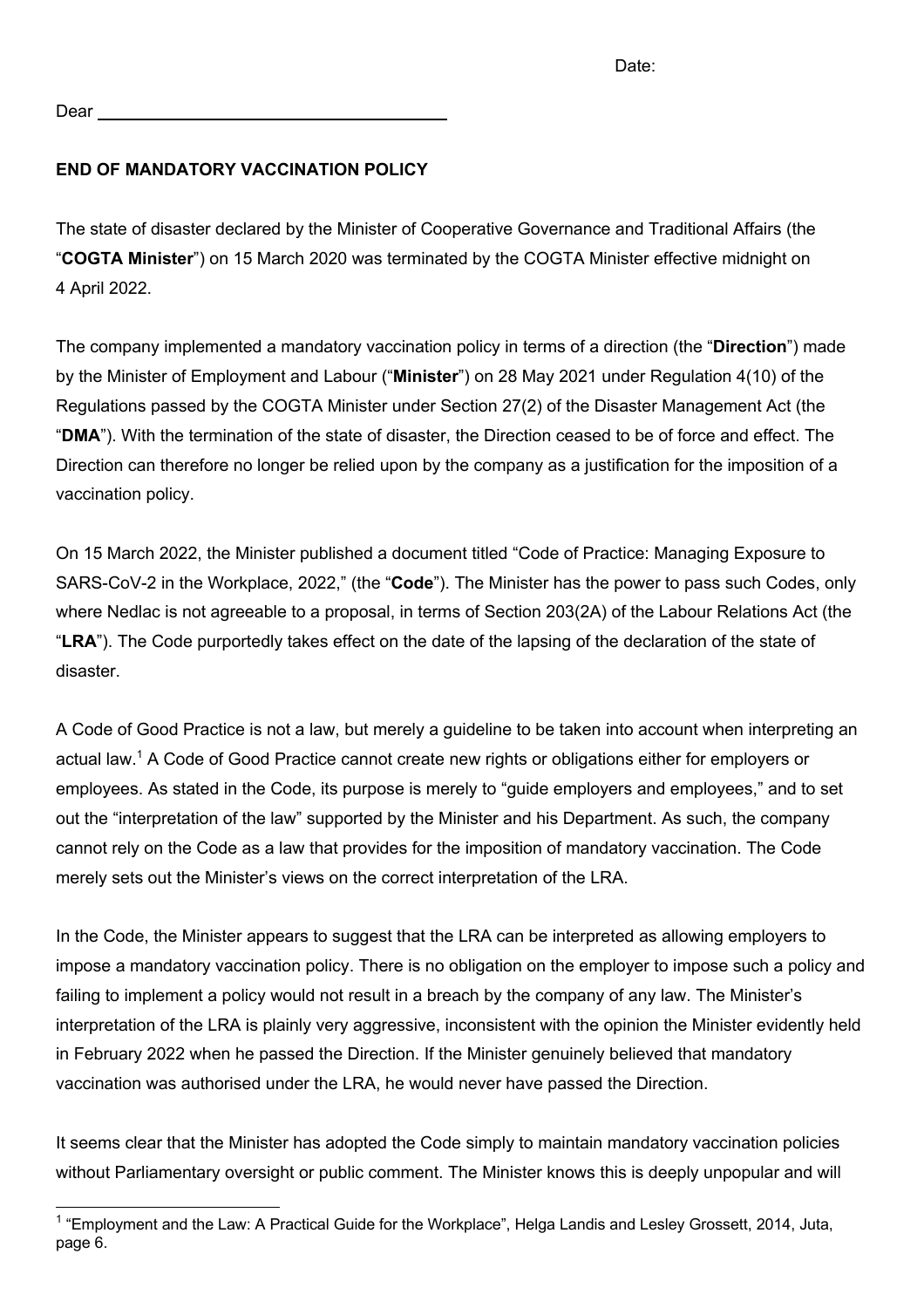Date:

Dear \_\_\_\_\_\_\_\_\_\_\_\_\_\_\_\_\_\_\_\_\_\_\_\_\_\_\_\_\_\_\_\_\_\_\_\_\_\_

**END OF MANDATORY VACCINATION POLICY**

The state of disaster declared by the Minister of Cooperative Governance and Traditional Affairs (the "**COGTA Minister**") on 15 March 2020 was terminated by the COGTA Minister effective midnight on 4 April 2022.

The company implemented a mandatory vaccination policy in terms of a direction (the "**Direction**") made by the Minister of Employment and Labour ("**Minister**") on 28 May 2021 under Regulation 4(10) of the Regulations passed by the COGTA Minister under Section 27(2) of the Disaster Management Act (the "**DMA**"). With the termination of the state of disaster, the Direction ceased to be of force and effect. The Direction can therefore no longer be relied upon by the company as a justification for the imposition of a vaccination policy.

On 15 March 2022, the Minister published a document titled "Code of Practice: Managing Exposure to SARS-CoV-2 in the Workplace, 2022," (the "**Code**"). The Minister has the power to pass such Codes, only where Nedlac is not agreeable to a proposal, in terms of Section 203(2A) of the Labour Relations Act (the "**LRA**"). The Code purportedly takes effect on the date of the lapsing of the declaration of the state of disaster.

A Code of Good Practice is not a law, but merely a guideline to be taken into account when interpreting an actual law.[1] A Code of Good Practice cannot create new rights or obligations either for employers or employees. As stated in the Code, its purpose is merely to "guide employers and employees," and to set out the "interpretation of the law" supported by the Minister and his Department. As such, the company cannot rely on the Code as a law that provides for the imposition of mandatory vaccination. The Code merely sets out the Minister's views on the correct interpretation of the LRA.

In the Code, the Minister appears to suggest that the LRA can be interpreted as allowing employers to impose a mandatory vaccination policy. There is no obligation on the employer to impose such a policy and failing to implement a policy would not result in a breach by the company of any law. The Minister's interpretation of the LRA is plainly very aggressive, inconsistent with the opinion the Minister evidently held in February 2022 when he passed the Direction. If the Minister genuinely believed that mandatory vaccination was authorised under the LRA, he would never have passed the Direction.

It seems clear that the Minister has adopted the Code simply to maintain mandatory vaccination policies without Parliamentary oversight or public comment. The Minister knows this is deeply unpopular and will

[1] "Employment and the Law: A Practical Guide for the Workplace", Helga Landis and Lesley Grossett, 2014, Juta, page 6.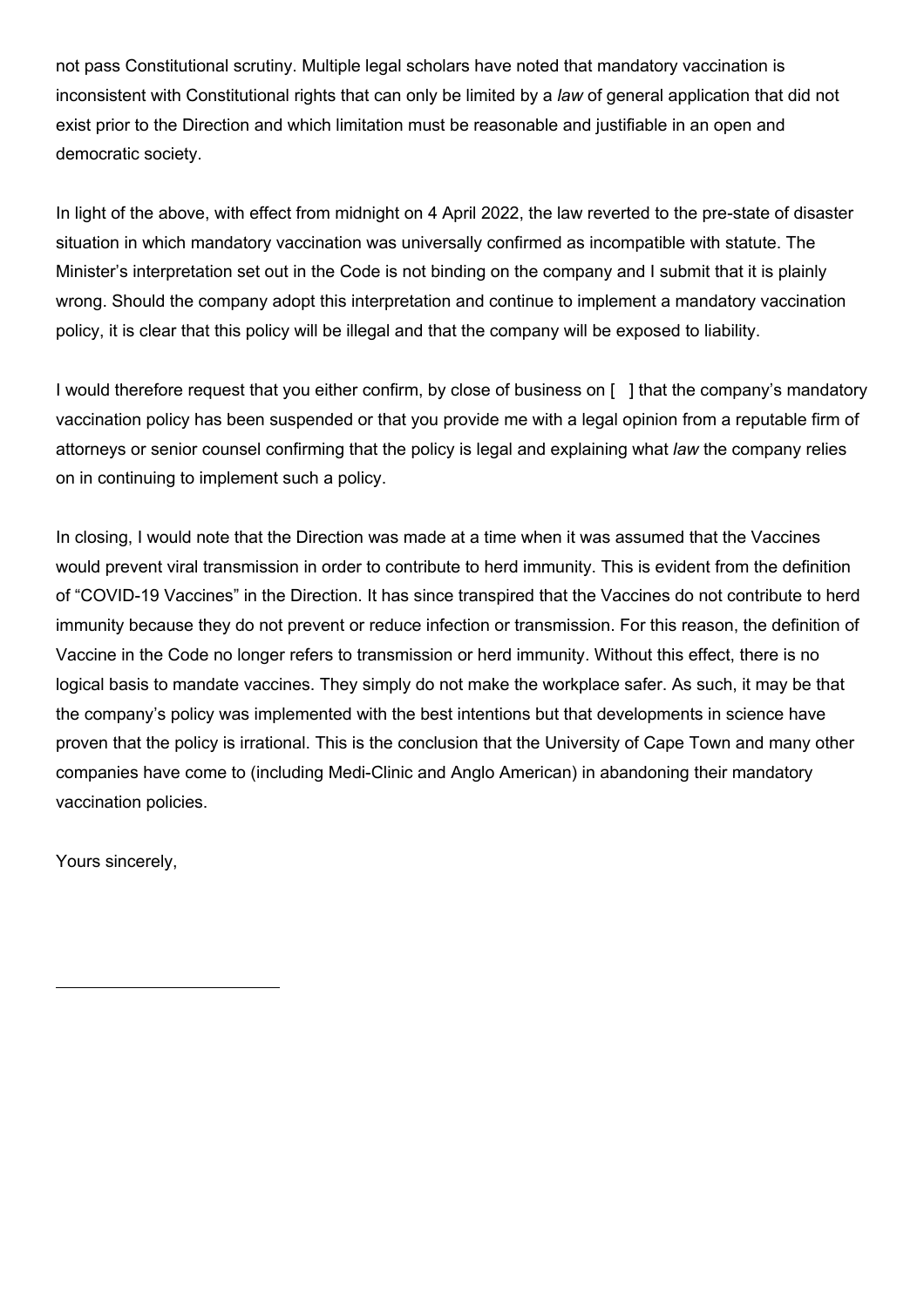not pass Constitutional scrutiny. Multiple legal scholars have noted that mandatory vaccination is inconsistent with Constitutional rights that can only be limited by a *law* of general application that did not exist prior to the Direction and which limitation must be reasonable and justifiable in an open and democratic society.

In light of the above, with effect from midnight on 4 April 2022, the law reverted to the pre-state of disaster situation in which mandatory vaccination was universally confirmed as incompatible with statute. The Minister's interpretation set out in the Code is not binding on the company and I submit that it is plainly wrong. Should the company adopt this interpretation and continue to implement a mandatory vaccination policy, it is clear that this policy will be illegal and that the company will be exposed to liability.

I would therefore request that you either confirm, by close of business on [ ] that the company's mandatory vaccination policy has been suspended or that you provide me with a legal opinion from a reputable firm of attorneys or senior counsel confirming that the policy is legal and explaining what *law* the company relies on in continuing to implement such a policy.

In closing, I would note that the Direction was made at a time when it was assumed that the Vaccines would prevent viral transmission in order to contribute to herd immunity. This is evident from the definition of "COVID-19 Vaccines" in the Direction. It has since transpired that the Vaccines do not contribute to herd immunity because they do not prevent or reduce infection or transmission. For this reason, the definition of Vaccine in the Code no longer refers to transmission or herd immunity. Without this effect, there is no logical basis to mandate vaccines. They simply do not make the workplace safer. As such, it may be that the company's policy was implemented with the best intentions but that developments in science have proven that the policy is irrational. This is the conclusion that the University of Cape Town and many other companies have come to (including Medi-Clinic and Anglo American) in abandoning their mandatory vaccination policies.

Yours sincerely,

\_\_\_\_\_\_\_\_\_\_\_\_\_\_\_\_\_\_\_\_\_\_\_\_\_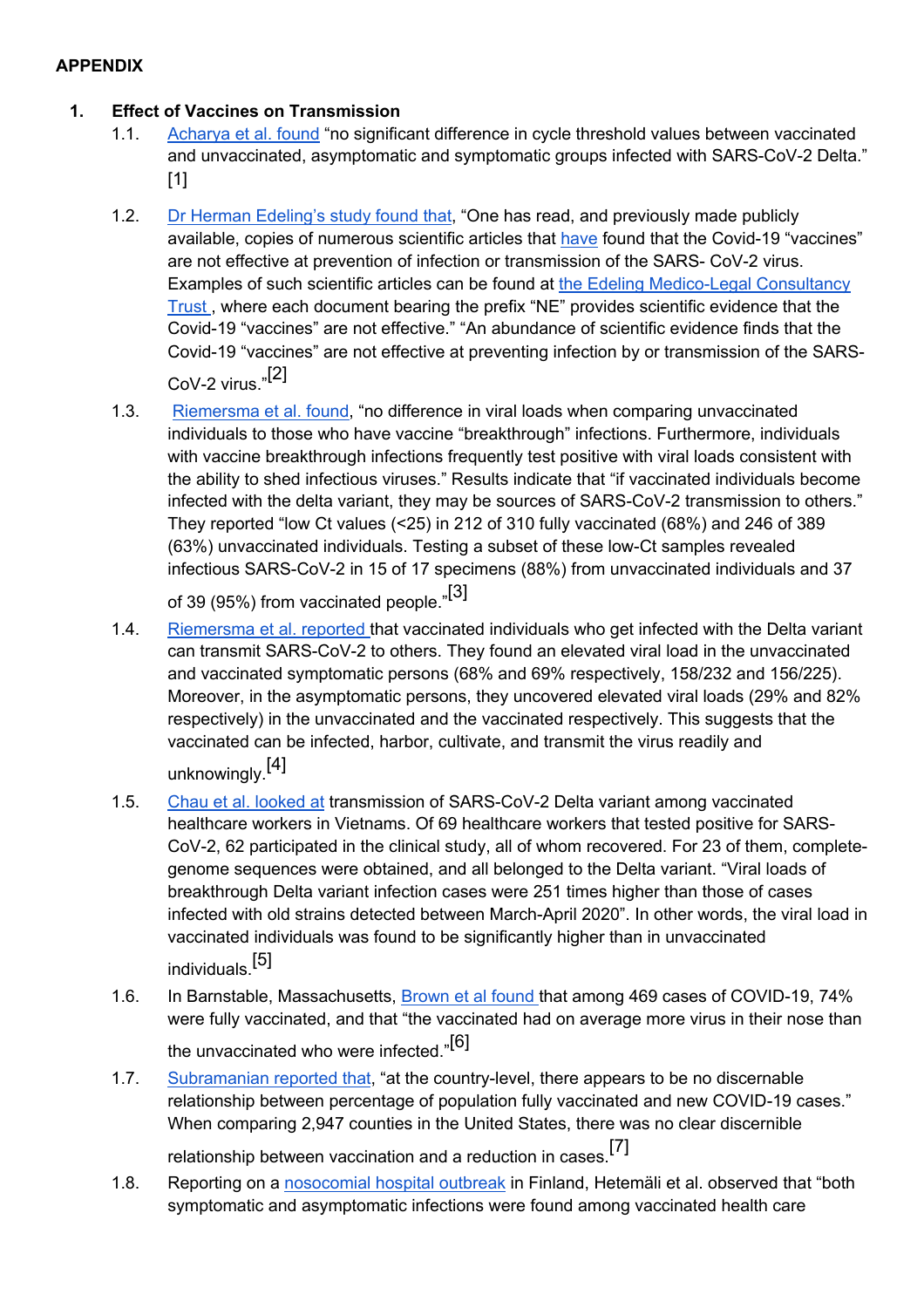**APPENDIX**

1. **Effect of Vaccines on Transmission**

   1.1. Acharya et al. found "no significant difference in cycle threshold values between vaccinated and unvaccinated, asymptomatic and symptomatic groups infected with SARS-CoV-2 Delta." [1]

   1.2. Dr Herman Edeling's study found that, "One has read, and previously made publicly available, copies of numerous scientific articles that have found that the Covid-19 "vaccines" are not effective at prevention of infection or transmission of the SARS- CoV-2 virus. Examples of such scientific articles can be found at the Edeling Medico-Legal Consultancy Trust , where each document bearing the prefix "NE" provides scientific evidence that the Covid-19 "vaccines" are not effective." "An abundance of scientific evidence finds that the Covid-19 "vaccines" are not effective at preventing infection by or transmission of the SARS-CoV-2 virus."[2]

   1.3. Riemersma et al. found, "no difference in viral loads when comparing unvaccinated individuals to those who have vaccine "breakthrough" infections. Furthermore, individuals with vaccine breakthrough infections frequently test positive with viral loads consistent with the ability to shed infectious viruses." Results indicate that "if vaccinated individuals become infected with the delta variant, they may be sources of SARS-CoV-2 transmission to others." They reported "low Ct values (<25) in 212 of 310 fully vaccinated (68%) and 246 of 389 (63%) unvaccinated individuals. Testing a subset of these low-Ct samples revealed infectious SARS-CoV-2 in 15 of 17 specimens (88%) from unvaccinated individuals and 37 of 39 (95%) from vaccinated people."[3]

   1.4. Riemersma et al. reported that vaccinated individuals who get infected with the Delta variant can transmit SARS-CoV-2 to others. They found an elevated viral load in the unvaccinated and vaccinated symptomatic persons (68% and 69% respectively, 158/232 and 156/225). Moreover, in the asymptomatic persons, they uncovered elevated viral loads (29% and 82% respectively) in the unvaccinated and the vaccinated respectively. This suggests that the vaccinated can be infected, harbor, cultivate, and transmit the virus readily and unknowingly.[4]

   1.5. Chau et al. looked at transmission of SARS-CoV-2 Delta variant among vaccinated healthcare workers in Vietnams. Of 69 healthcare workers that tested positive for SARS-CoV-2, 62 participated in the clinical study, all of whom recovered. For 23 of them, complete-genome sequences were obtained, and all belonged to the Delta variant. "Viral loads of breakthrough Delta variant infection cases were 251 times higher than those of cases infected with old strains detected between March-April 2020". In other words, the viral load in vaccinated individuals was found to be significantly higher than in unvaccinated individuals.[5]

   1.6. In Barnstable, Massachusetts, Brown et al found that among 469 cases of COVID-19, 74% were fully vaccinated, and that "the vaccinated had on average more virus in their nose than the unvaccinated who were infected."[6]

   1.7. Subramanian reported that, "at the country-level, there appears to be no discernable relationship between percentage of population fully vaccinated and new COVID-19 cases." When comparing 2,947 counties in the United States, there was no clear discernible relationship between vaccination and a reduction in cases.[7]

   1.8. Reporting on a nosocomial hospital outbreak in Finland, Hetemäli et al. observed that "both symptomatic and asymptomatic infections were found among vaccinated health care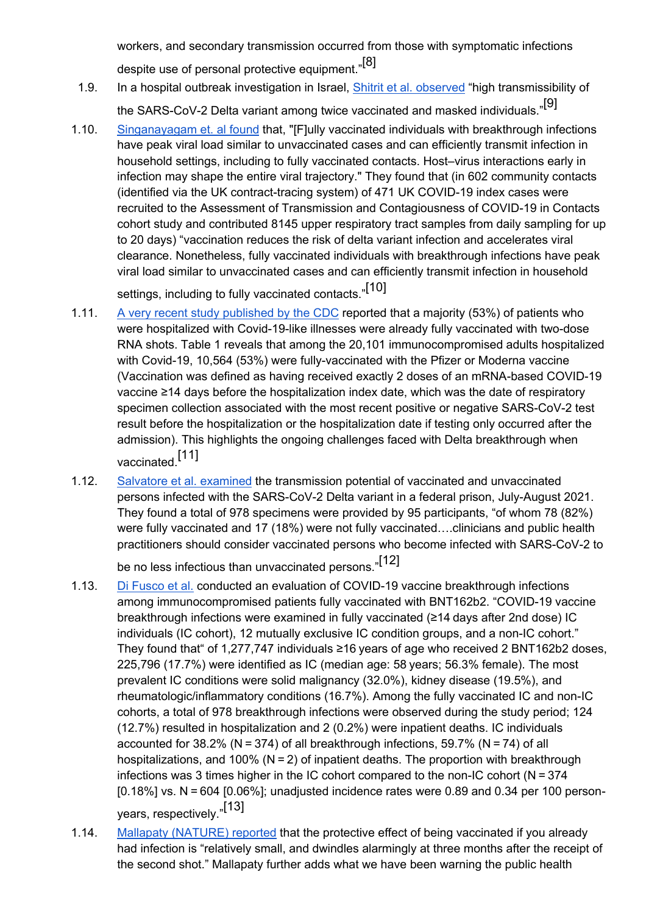workers, and secondary transmission occurred from those with symptomatic infections despite use of personal protective equipment."[8]

1.9. In a hospital outbreak investigation in Israel, Shitrit et al. observed "high transmissibility of the SARS-CoV-2 Delta variant among twice vaccinated and masked individuals."[9]

1.10. Singanayagam et. al found that, "[F]ully vaccinated individuals with breakthrough infections have peak viral load similar to unvaccinated cases and can efficiently transmit infection in household settings, including to fully vaccinated contacts. Host–virus interactions early in infection may shape the entire viral trajectory." They found that (in 602 community contacts (identified via the UK contract-tracing system) of 471 UK COVID-19 index cases were recruited to the Assessment of Transmission and Contagiousness of COVID-19 in Contacts cohort study and contributed 8145 upper respiratory tract samples from daily sampling for up to 20 days) "vaccination reduces the risk of delta variant infection and accelerates viral clearance. Nonetheless, fully vaccinated individuals with breakthrough infections have peak viral load similar to unvaccinated cases and can efficiently transmit infection in household settings, including to fully vaccinated contacts."[10]

1.11. A very recent study published by the CDC reported that a majority (53%) of patients who were hospitalized with Covid-19-like illnesses were already fully vaccinated with two-dose RNA shots. Table 1 reveals that among the 20,101 immunocompromised adults hospitalized with Covid-19, 10,564 (53%) were fully-vaccinated with the Pfizer or Moderna vaccine (Vaccination was defined as having received exactly 2 doses of an mRNA-based COVID-19 vaccine ≥14 days before the hospitalization index date, which was the date of respiratory specimen collection associated with the most recent positive or negative SARS-CoV-2 test result before the hospitalization or the hospitalization date if testing only occurred after the admission). This highlights the ongoing challenges faced with Delta breakthrough when vaccinated.[11]

1.12. Salvatore et al. examined the transmission potential of vaccinated and unvaccinated persons infected with the SARS-CoV-2 Delta variant in a federal prison, July-August 2021. They found a total of 978 specimens were provided by 95 participants, "of whom 78 (82%) were fully vaccinated and 17 (18%) were not fully vaccinated….clinicians and public health practitioners should consider vaccinated persons who become infected with SARS-CoV-2 to be no less infectious than unvaccinated persons."[12]

1.13. Di Fusco et al. conducted an evaluation of COVID-19 vaccine breakthrough infections among immunocompromised patients fully vaccinated with BNT162b2. "COVID-19 vaccine breakthrough infections were examined in fully vaccinated (≥14 days after 2nd dose) IC individuals (IC cohort), 12 mutually exclusive IC condition groups, and a non-IC cohort." They found that" of 1,277,747 individuals ≥16 years of age who received 2 BNT162b2 doses, 225,796 (17.7%) were identified as IC (median age: 58 years; 56.3% female). The most prevalent IC conditions were solid malignancy (32.0%), kidney disease (19.5%), and rheumatologic/inflammatory conditions (16.7%). Among the fully vaccinated IC and non-IC cohorts, a total of 978 breakthrough infections were observed during the study period; 124 (12.7%) resulted in hospitalization and 2 (0.2%) were inpatient deaths. IC individuals accounted for 38.2% (N = 374) of all breakthrough infections, 59.7% (N = 74) of all hospitalizations, and 100% (N = 2) of inpatient deaths. The proportion with breakthrough infections was 3 times higher in the IC cohort compared to the non-IC cohort (N = 374 [0.18%] vs. N = 604 [0.06%]; unadjusted incidence rates were 0.89 and 0.34 per 100 person-years, respectively."[13]

1.14. Mallapaty (NATURE) reported that the protective effect of being vaccinated if you already had infection is "relatively small, and dwindles alarmingly at three months after the receipt of the second shot." Mallapaty further adds what we have been warning the public health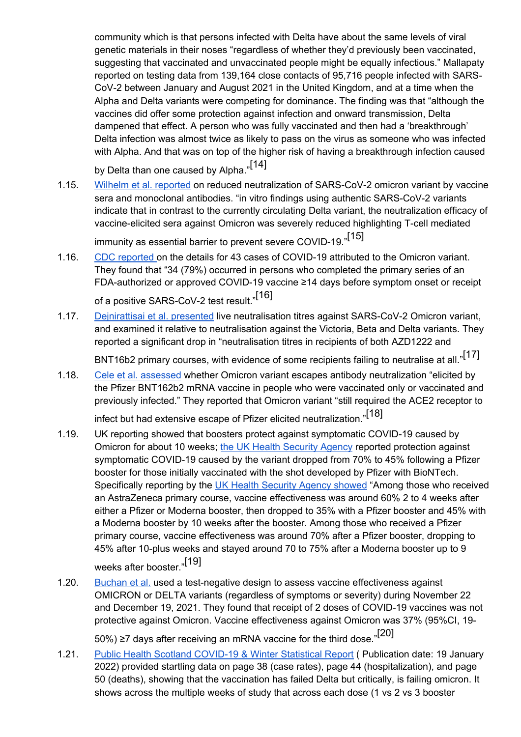community which is that persons infected with Delta have about the same levels of viral genetic materials in their noses "regardless of whether they'd previously been vaccinated, suggesting that vaccinated and unvaccinated people might be equally infectious." Mallapaty reported on testing data from 139,164 close contacts of 95,716 people infected with SARS-CoV-2 between January and August 2021 in the United Kingdom, and at a time when the Alpha and Delta variants were competing for dominance. The finding was that "although the vaccines did offer some protection against infection and onward transmission, Delta dampened that effect. A person who was fully vaccinated and then had a 'breakthrough' Delta infection was almost twice as likely to pass on the virus as someone who was infected with Alpha. And that was on top of the higher risk of having a breakthrough infection caused by Delta than one caused by Alpha."[14]

1.15. Wilhelm et al. reported on reduced neutralization of SARS-CoV-2 omicron variant by vaccine sera and monoclonal antibodies. "in vitro findings using authentic SARS-CoV-2 variants indicate that in contrast to the currently circulating Delta variant, the neutralization efficacy of vaccine-elicited sera against Omicron was severely reduced highlighting T-cell mediated immunity as essential barrier to prevent severe COVID-19."[15]

1.16. CDC reported on the details for 43 cases of COVID-19 attributed to the Omicron variant. They found that "34 (79%) occurred in persons who completed the primary series of an FDA-authorized or approved COVID-19 vaccine ≥14 days before symptom onset or receipt of a positive SARS-CoV-2 test result."[16]

1.17. Dejnirattisai et al. presented live neutralisation titres against SARS-CoV-2 Omicron variant, and examined it relative to neutralisation against the Victoria, Beta and Delta variants. They reported a significant drop in "neutralisation titres in recipients of both AZD1222 and BNT16b2 primary courses, with evidence of some recipients failing to neutralise at all."[17]

1.18. Cele et al. assessed whether Omicron variant escapes antibody neutralization "elicited by the Pfizer BNT162b2 mRNA vaccine in people who were vaccinated only or vaccinated and previously infected." They reported that Omicron variant "still required the ACE2 receptor to infect but had extensive escape of Pfizer elicited neutralization."[18]

1.19. UK reporting showed that boosters protect against symptomatic COVID-19 caused by Omicron for about 10 weeks; the UK Health Security Agency reported protection against symptomatic COVID-19 caused by the variant dropped from 70% to 45% following a Pfizer booster for those initially vaccinated with the shot developed by Pfizer with BioNTech. Specifically reporting by the UK Health Security Agency showed "Among those who received an AstraZeneca primary course, vaccine effectiveness was around 60% 2 to 4 weeks after either a Pfizer or Moderna booster, then dropped to 35% with a Pfizer booster and 45% with a Moderna booster by 10 weeks after the booster. Among those who received a Pfizer primary course, vaccine effectiveness was around 70% after a Pfizer booster, dropping to 45% after 10-plus weeks and stayed around 70 to 75% after a Moderna booster up to 9 weeks after booster."[19]

1.20. Buchan et al. used a test-negative design to assess vaccine effectiveness against OMICRON or DELTA variants (regardless of symptoms or severity) during November 22 and December 19, 2021. They found that receipt of 2 doses of COVID-19 vaccines was not protective against Omicron. Vaccine effectiveness against Omicron was 37% (95%CI, 19-50%) ≥7 days after receiving an mRNA vaccine for the third dose."[20]

1.21. Public Health Scotland COVID-19 & Winter Statistical Report ( Publication date: 19 January 2022) provided startling data on page 38 (case rates), page 44 (hospitalization), and page 50 (deaths), showing that the vaccination has failed Delta but critically, is failing omicron. It shows across the multiple weeks of study that across each dose (1 vs 2 vs 3 booster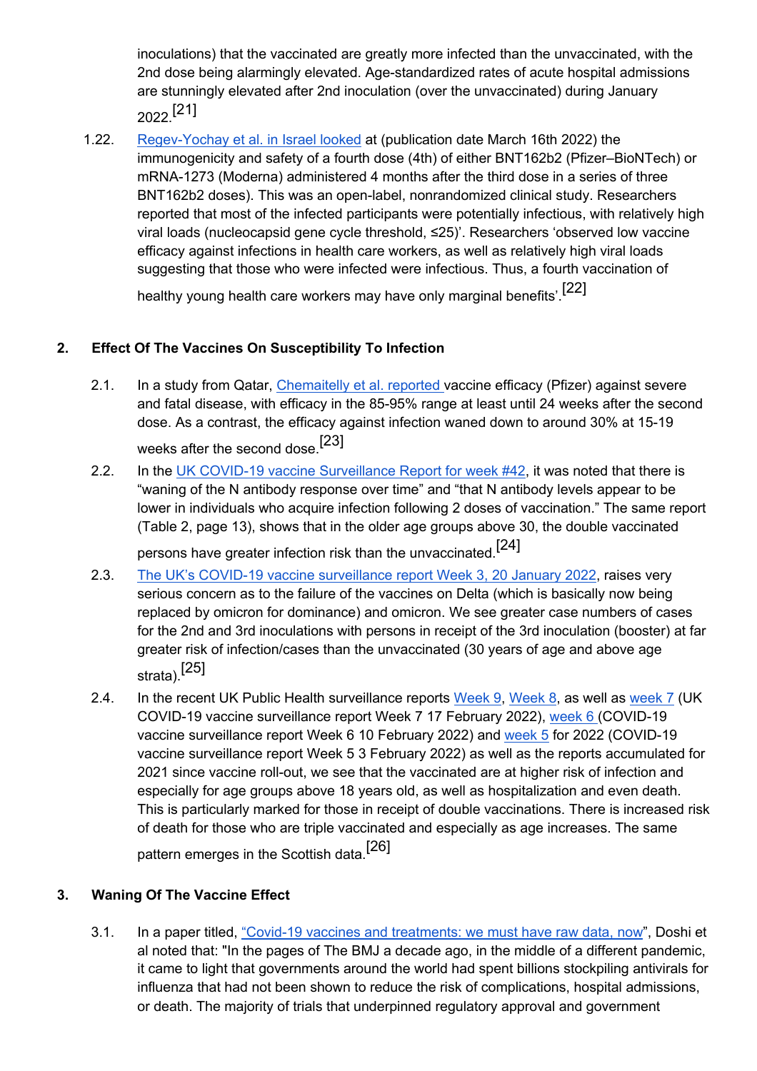inoculations) that the vaccinated are greatly more infected than the unvaccinated, with the 2nd dose being alarmingly elevated. Age-standardized rates of acute hospital admissions are stunningly elevated after 2nd inoculation (over the unvaccinated) during January 2022.[21]

1.22. Regev-Yochay et al. in Israel looked at (publication date March 16th 2022) the immunogenicity and safety of a fourth dose (4th) of either BNT162b2 (Pfizer–BioNTech) or mRNA-1273 (Moderna) administered 4 months after the third dose in a series of three BNT162b2 doses). This was an open-label, nonrandomized clinical study. Researchers reported that most of the infected participants were potentially infectious, with relatively high viral loads (nucleocapsid gene cycle threshold, ≤25)'. Researchers 'observed low vaccine efficacy against infections in health care workers, as well as relatively high viral loads suggesting that those who were infected were infectious. Thus, a fourth vaccination of healthy young health care workers may have only marginal benefits'.[22]

## 2. Effect Of The Vaccines On Susceptibility To Infection

2.1. In a study from Qatar, Chemaitelly et al. reported vaccine efficacy (Pfizer) against severe and fatal disease, with efficacy in the 85-95% range at least until 24 weeks after the second dose. As a contrast, the efficacy against infection waned down to around 30% at 15-19 weeks after the second dose.[23]

2.2. In the UK COVID-19 vaccine Surveillance Report for week #42, it was noted that there is "waning of the N antibody response over time" and "that N antibody levels appear to be lower in individuals who acquire infection following 2 doses of vaccination." The same report (Table 2, page 13), shows that in the older age groups above 30, the double vaccinated persons have greater infection risk than the unvaccinated.[24]

2.3. The UK's COVID-19 vaccine surveillance report Week 3, 20 January 2022, raises very serious concern as to the failure of the vaccines on Delta (which is basically now being replaced by omicron for dominance) and omicron. We see greater case numbers of cases for the 2nd and 3rd inoculations with persons in receipt of the 3rd inoculation (booster) at far greater risk of infection/cases than the unvaccinated (30 years of age and above age strata).[25]

2.4. In the recent UK Public Health surveillance reports Week 9, Week 8, as well as week 7 (UK COVID-19 vaccine surveillance report Week 7 17 February 2022), week 6 (COVID-19 vaccine surveillance report Week 6 10 February 2022) and week 5 for 2022 (COVID-19 vaccine surveillance report Week 5 3 February 2022) as well as the reports accumulated for 2021 since vaccine roll-out, we see that the vaccinated are at higher risk of infection and especially for age groups above 18 years old, as well as hospitalization and even death. This is particularly marked for those in receipt of double vaccinations. There is increased risk of death for those who are triple vaccinated and especially as age increases. The same pattern emerges in the Scottish data.[26]

## 3. Waning Of The Vaccine Effect

3.1. In a paper titled, "Covid-19 vaccines and treatments: we must have raw data, now", Doshi et al noted that: "In the pages of The BMJ a decade ago, in the middle of a different pandemic, it came to light that governments around the world had spent billions stockpiling antivirals for influenza that had not been shown to reduce the risk of complications, hospital admissions, or death. The majority of trials that underpinned regulatory approval and government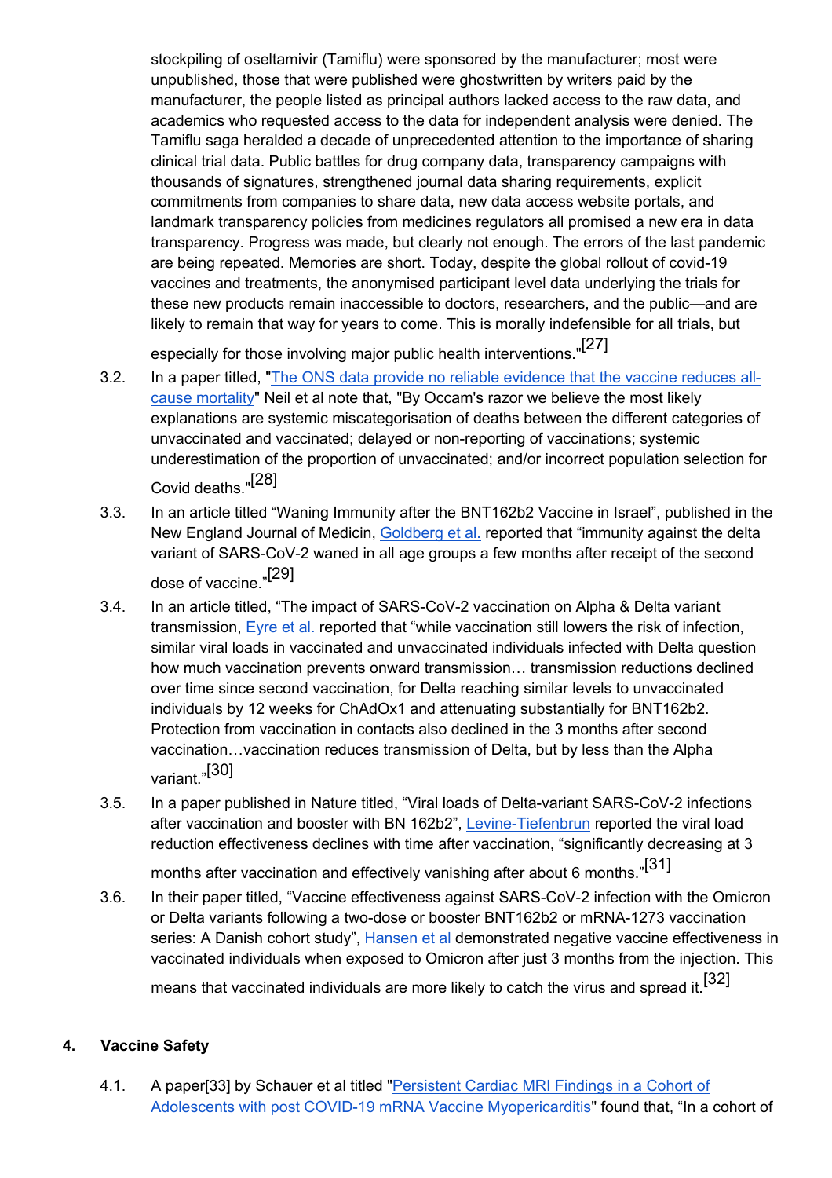stockpiling of oseltamivir (Tamiflu) were sponsored by the manufacturer; most were unpublished, those that were published were ghostwritten by writers paid by the manufacturer, the people listed as principal authors lacked access to the raw data, and academics who requested access to the data for independent analysis were denied. The Tamiflu saga heralded a decade of unprecedented attention to the importance of sharing clinical trial data. Public battles for drug company data, transparency campaigns with thousands of signatures, strengthened journal data sharing requirements, explicit commitments from companies to share data, new data access website portals, and landmark transparency policies from medicines regulators all promised a new era in data transparency. Progress was made, but clearly not enough. The errors of the last pandemic are being repeated. Memories are short. Today, despite the global rollout of covid-19 vaccines and treatments, the anonymised participant level data underlying the trials for these new products remain inaccessible to doctors, researchers, and the public—and are likely to remain that way for years to come. This is morally indefensible for all trials, but especially for those involving major public health interventions."[27]

3.2. In a paper titled, "The ONS data provide no reliable evidence that the vaccine reduces all-cause mortality" Neil et al note that, "By Occam's razor we believe the most likely explanations are systemic miscategorisation of deaths between the different categories of unvaccinated and vaccinated; delayed or non-reporting of vaccinations; systemic underestimation of the proportion of unvaccinated; and/or incorrect population selection for Covid deaths."[28]

3.3. In an article titled "Waning Immunity after the BNT162b2 Vaccine in Israel", published in the New England Journal of Medicin, Goldberg et al. reported that "immunity against the delta variant of SARS-CoV-2 waned in all age groups a few months after receipt of the second dose of vaccine."[29]

3.4. In an article titled, "The impact of SARS-CoV-2 vaccination on Alpha & Delta variant transmission, Eyre et al. reported that "while vaccination still lowers the risk of infection, similar viral loads in vaccinated and unvaccinated individuals infected with Delta question how much vaccination prevents onward transmission… transmission reductions declined over time since second vaccination, for Delta reaching similar levels to unvaccinated individuals by 12 weeks for ChAdOx1 and attenuating substantially for BNT162b2. Protection from vaccination in contacts also declined in the 3 months after second vaccination…vaccination reduces transmission of Delta, but by less than the Alpha variant."[30]

3.5. In a paper published in Nature titled, "Viral loads of Delta-variant SARS-CoV-2 infections after vaccination and booster with BN 162b2", Levine-Tiefenbrun reported the viral load reduction effectiveness declines with time after vaccination, "significantly decreasing at 3 months after vaccination and effectively vanishing after about 6 months."[31]

3.6. In their paper titled, "Vaccine effectiveness against SARS-CoV-2 infection with the Omicron or Delta variants following a two-dose or booster BNT162b2 or mRNA-1273 vaccination series: A Danish cohort study", Hansen et al demonstrated negative vaccine effectiveness in vaccinated individuals when exposed to Omicron after just 3 months from the injection. This means that vaccinated individuals are more likely to catch the virus and spread it.[32]

## 4. Vaccine Safety

4.1. A paper[33] by Schauer et al titled "Persistent Cardiac MRI Findings in a Cohort of Adolescents with post COVID-19 mRNA Vaccine Myopericarditis" found that, "In a cohort of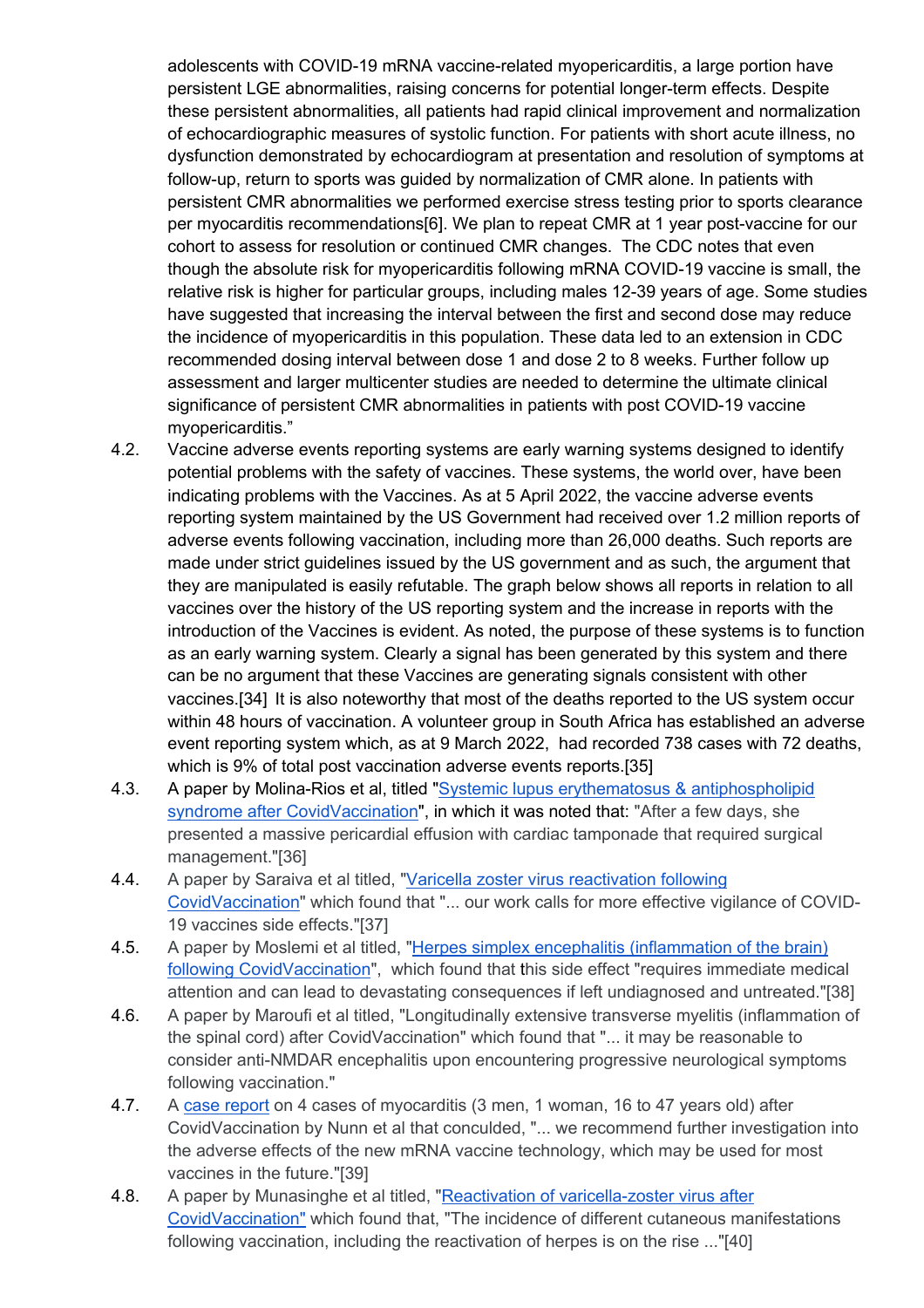adolescents with COVID-19 mRNA vaccine-related myopericarditis, a large portion have persistent LGE abnormalities, raising concerns for potential longer-term effects. Despite these persistent abnormalities, all patients had rapid clinical improvement and normalization of echocardiographic measures of systolic function. For patients with short acute illness, no dysfunction demonstrated by echocardiogram at presentation and resolution of symptoms at follow-up, return to sports was guided by normalization of CMR alone. In patients with persistent CMR abnormalities we performed exercise stress testing prior to sports clearance per myocarditis recommendations[6]. We plan to repeat CMR at 1 year post-vaccine for our cohort to assess for resolution or continued CMR changes. The CDC notes that even though the absolute risk for myopericarditis following mRNA COVID-19 vaccine is small, the relative risk is higher for particular groups, including males 12-39 years of age. Some studies have suggested that increasing the interval between the first and second dose may reduce the incidence of myopericarditis in this population. These data led to an extension in CDC recommended dosing interval between dose 1 and dose 2 to 8 weeks. Further follow up assessment and larger multicenter studies are needed to determine the ultimate clinical significance of persistent CMR abnormalities in patients with post COVID-19 vaccine myopericarditis."

4.2. Vaccine adverse events reporting systems are early warning systems designed to identify potential problems with the safety of vaccines. These systems, the world over, have been indicating problems with the Vaccines. As at 5 April 2022, the vaccine adverse events reporting system maintained by the US Government had received over 1.2 million reports of adverse events following vaccination, including more than 26,000 deaths. Such reports are made under strict guidelines issued by the US government and as such, the argument that they are manipulated is easily refutable. The graph below shows all reports in relation to all vaccines over the history of the US reporting system and the increase in reports with the introduction of the Vaccines is evident. As noted, the purpose of these systems is to function as an early warning system. Clearly a signal has been generated by this system and there can be no argument that these Vaccines are generating signals consistent with other vaccines.[34] It is also noteworthy that most of the deaths reported to the US system occur within 48 hours of vaccination. A volunteer group in South Africa has established an adverse event reporting system which, as at 9 March 2022, had recorded 738 cases with 72 deaths, which is 9% of total post vaccination adverse events reports.[35]

4.3. A paper by Molina-Rios et al, titled "Systemic lupus erythematosus & antiphospholipid syndrome after CovidVaccination", in which it was noted that: "After a few days, she presented a massive pericardial effusion with cardiac tamponade that required surgical management."[36]

4.4. A paper by Saraiva et al titled, "Varicella zoster virus reactivation following CovidVaccination" which found that "... our work calls for more effective vigilance of COVID-19 vaccines side effects."[37]

4.5. A paper by Moslemi et al titled, "Herpes simplex encephalitis (inflammation of the brain) following CovidVaccination", which found that this side effect "requires immediate medical attention and can lead to devastating consequences if left undiagnosed and untreated."[38]

4.6. A paper by Maroufi et al titled, "Longitudinally extensive transverse myelitis (inflammation of the spinal cord) after CovidVaccination" which found that "... it may be reasonable to consider anti-NMDAR encephalitis upon encountering progressive neurological symptoms following vaccination."

4.7. A case report on 4 cases of myocarditis (3 men, 1 woman, 16 to 47 years old) after CovidVaccination by Nunn et al that concluded, "... we recommend further investigation into the adverse effects of the new mRNA vaccine technology, which may be used for most vaccines in the future."[39]

4.8. A paper by Munasinghe et al titled, "Reactivation of varicella-zoster virus after CovidVaccination" which found that, "The incidence of different cutaneous manifestations following vaccination, including the reactivation of herpes is on the rise ..."[40]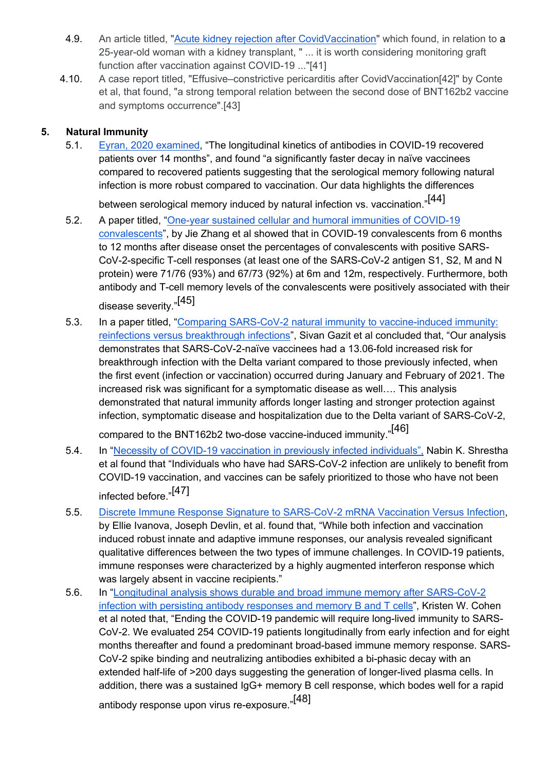4.9. An article titled, "Acute kidney rejection after CovidVaccination" which found, in relation to a 25-year-old woman with a kidney transplant, " ... it is worth considering monitoring graft function after vaccination against COVID-19 ..."[41]

4.10. A case report titled, "Effusive–constrictive pericarditis after CovidVaccination[42]" by Conte et al, that found, "a strong temporal relation between the second dose of BNT162b2 vaccine and symptoms occurrence".[43]

## 5. Natural Immunity

5.1. Eyran, 2020 examined, "The longitudinal kinetics of antibodies in COVID-19 recovered patients over 14 months", and found "a significantly faster decay in naïve vaccinees compared to recovered patients suggesting that the serological memory following natural infection is more robust compared to vaccination. Our data highlights the differences between serological memory induced by natural infection vs. vaccination."[44]

5.2. A paper titled, "One-year sustained cellular and humoral immunities of COVID-19 convalescents", by Jie Zhang et al showed that in COVID-19 convalescents from 6 months to 12 months after disease onset the percentages of convalescents with positive SARS-CoV-2-specific T-cell responses (at least one of the SARS-CoV-2 antigen S1, S2, M and N protein) were 71/76 (93%) and 67/73 (92%) at 6m and 12m, respectively. Furthermore, both antibody and T-cell memory levels of the convalescents were positively associated with their disease severity."[45]

5.3. In a paper titled, "Comparing SARS-CoV-2 natural immunity to vaccine-induced immunity: reinfections versus breakthrough infections", Sivan Gazit et al concluded that, "Our analysis demonstrates that SARS-CoV-2-naïve vaccinees had a 13.06-fold increased risk for breakthrough infection with the Delta variant compared to those previously infected, when the first event (infection or vaccination) occurred during January and February of 2021. The increased risk was significant for a symptomatic disease as well…. This analysis demonstrated that natural immunity affords longer lasting and stronger protection against infection, symptomatic disease and hospitalization due to the Delta variant of SARS-CoV-2, compared to the BNT162b2 two-dose vaccine-induced immunity."[46]

5.4. In "Necessity of COVID-19 vaccination in previously infected individuals", Nabin K. Shrestha et al found that "Individuals who have had SARS-CoV-2 infection are unlikely to benefit from COVID-19 vaccination, and vaccines can be safely prioritized to those who have not been infected before."[47]

5.5. Discrete Immune Response Signature to SARS-CoV-2 mRNA Vaccination Versus Infection, by Ellie Ivanova, Joseph Devlin, et al. found that, "While both infection and vaccination induced robust innate and adaptive immune responses, our analysis revealed significant qualitative differences between the two types of immune challenges. In COVID-19 patients, immune responses were characterized by a highly augmented interferon response which was largely absent in vaccine recipients."

5.6. In "Longitudinal analysis shows durable and broad immune memory after SARS-CoV-2 infection with persisting antibody responses and memory B and T cells", Kristen W. Cohen et al noted that, "Ending the COVID-19 pandemic will require long-lived immunity to SARS-CoV-2. We evaluated 254 COVID-19 patients longitudinally from early infection and for eight months thereafter and found a predominant broad-based immune memory response. SARS-CoV-2 spike binding and neutralizing antibodies exhibited a bi-phasic decay with an extended half-life of >200 days suggesting the generation of longer-lived plasma cells. In addition, there was a sustained IgG+ memory B cell response, which bodes well for a rapid antibody response upon virus re-exposure."[48]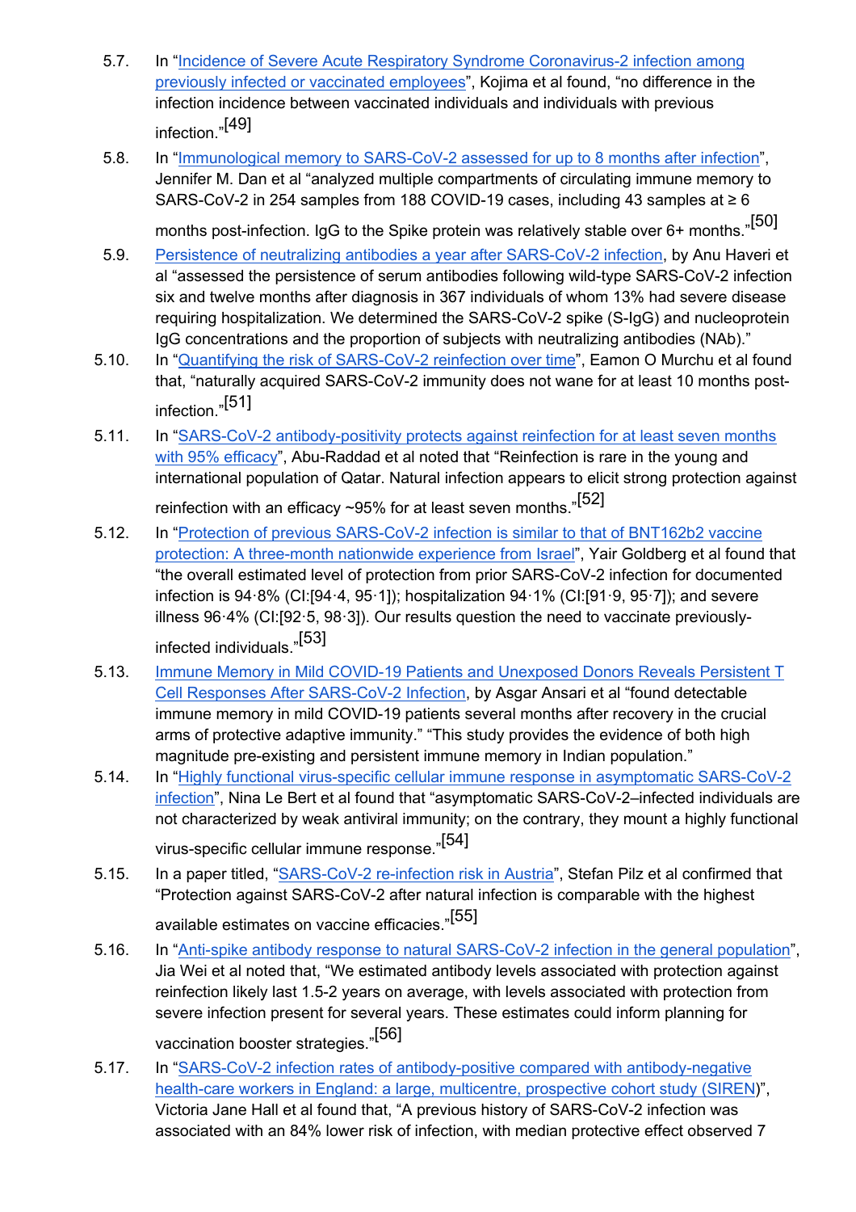5.7. In "Incidence of Severe Acute Respiratory Syndrome Coronavirus-2 infection among previously infected or vaccinated employees", Kojima et al found, "no difference in the infection incidence between vaccinated individuals and individuals with previous infection."[49]

5.8. In "Immunological memory to SARS-CoV-2 assessed for up to 8 months after infection", Jennifer M. Dan et al "analyzed multiple compartments of circulating immune memory to SARS-CoV-2 in 254 samples from 188 COVID-19 cases, including 43 samples at ≥ 6 months post-infection. IgG to the Spike protein was relatively stable over 6+ months."[50]

5.9. Persistence of neutralizing antibodies a year after SARS-CoV-2 infection, by Anu Haveri et al "assessed the persistence of serum antibodies following wild-type SARS-CoV-2 infection six and twelve months after diagnosis in 367 individuals of whom 13% had severe disease requiring hospitalization. We determined the SARS-CoV-2 spike (S-IgG) and nucleoprotein IgG concentrations and the proportion of subjects with neutralizing antibodies (NAb)."

5.10. In "Quantifying the risk of SARS-CoV-2 reinfection over time", Eamon O Murchu et al found that, "naturally acquired SARS-CoV-2 immunity does not wane for at least 10 months post-infection."[51]

5.11. In "SARS-CoV-2 antibody-positivity protects against reinfection for at least seven months with 95% efficacy", Abu-Raddad et al noted that "Reinfection is rare in the young and international population of Qatar. Natural infection appears to elicit strong protection against reinfection with an efficacy ~95% for at least seven months."[52]

5.12. In "Protection of previous SARS-CoV-2 infection is similar to that of BNT162b2 vaccine protection: A three-month nationwide experience from Israel", Yair Goldberg et al found that "the overall estimated level of protection from prior SARS-CoV-2 infection for documented infection is 94·8% (CI:[94·4, 95·1]); hospitalization 94·1% (CI:[91·9, 95·7]); and severe illness 96·4% (CI:[92·5, 98·3]). Our results question the need to vaccinate previously-infected individuals."[53]

5.13. Immune Memory in Mild COVID-19 Patients and Unexposed Donors Reveals Persistent T Cell Responses After SARS-CoV-2 Infection, by Asgar Ansari et al "found detectable immune memory in mild COVID-19 patients several months after recovery in the crucial arms of protective adaptive immunity." "This study provides the evidence of both high magnitude pre-existing and persistent immune memory in Indian population."

5.14. In "Highly functional virus-specific cellular immune response in asymptomatic SARS-CoV-2 infection", Nina Le Bert et al found that "asymptomatic SARS-CoV-2–infected individuals are not characterized by weak antiviral immunity; on the contrary, they mount a highly functional virus-specific cellular immune response."[54]

5.15. In a paper titled, "SARS-CoV-2 re-infection risk in Austria", Stefan Pilz et al confirmed that "Protection against SARS-CoV-2 after natural infection is comparable with the highest available estimates on vaccine efficacies."[55]

5.16. In "Anti-spike antibody response to natural SARS-CoV-2 infection in the general population", Jia Wei et al noted that, "We estimated antibody levels associated with protection against reinfection likely last 1.5-2 years on average, with levels associated with protection from severe infection present for several years. These estimates could inform planning for vaccination booster strategies."[56]

5.17. In "SARS-CoV-2 infection rates of antibody-positive compared with antibody-negative health-care workers in England: a large, multicentre, prospective cohort study (SIREN)", Victoria Jane Hall et al found that, "A previous history of SARS-CoV-2 infection was associated with an 84% lower risk of infection, with median protective effect observed 7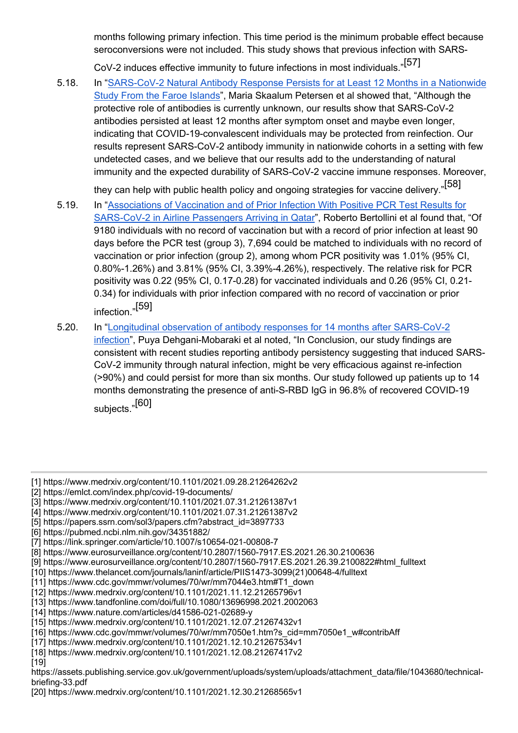months following primary infection. This time period is the minimum probable effect because seroconversions were not included. This study shows that previous infection with SARS-CoV-2 induces effective immunity to future infections in most individuals."[57]

5.18. In "[SARS-CoV-2 Natural Antibody Response Persists for at Least 12 Months in a Nationwide Study From the Faroe Islands](#)", Maria Skaalum Petersen et al showed that, "Although the protective role of antibodies is currently unknown, our results show that SARS-CoV-2 antibodies persisted at least 12 months after symptom onset and maybe even longer, indicating that COVID-19-convalescent individuals may be protected from reinfection. Our results represent SARS-CoV-2 antibody immunity in nationwide cohorts in a setting with few undetected cases, and we believe that our results add to the understanding of natural immunity and the expected durability of SARS-CoV-2 vaccine immune responses. Moreover, they can help with public health policy and ongoing strategies for vaccine delivery."[58]

5.19. In "[Associations of Vaccination and of Prior Infection With Positive PCR Test Results for SARS-CoV-2 in Airline Passengers Arriving in Qatar](#)", Roberto Bertollini et al found that, "Of 9180 individuals with no record of vaccination but with a record of prior infection at least 90 days before the PCR test (group 3), 7,694 could be matched to individuals with no record of vaccination or prior infection (group 2), among whom PCR positivity was 1.01% (95% CI, 0.80%-1.26%) and 3.81% (95% CI, 3.39%-4.26%), respectively. The relative risk for PCR positivity was 0.22 (95% CI, 0.17-0.28) for vaccinated individuals and 0.26 (95% CI, 0.21-0.34) for individuals with prior infection compared with no record of vaccination or prior infection."[59]

5.20. In "[Longitudinal observation of antibody responses for 14 months after SARS-CoV-2 infection](#)", Puya Dehgani-Mobaraki et al noted, "In Conclusion, our study findings are consistent with recent studies reporting antibody persistency suggesting that induced SARS-CoV-2 immunity through natural infection, might be very efficacious against re-infection (>90%) and could persist for more than six months. Our study followed up patients up to 14 months demonstrating the presence of anti-S-RBD IgG in 96.8% of recovered COVID-19 subjects."[60]

---

[1] https://www.medrxiv.org/content/10.1101/2021.09.28.21264262v2
[2] https://emlct.com/index.php/covid-19-documents/
[3] https://www.medrxiv.org/content/10.1101/2021.07.31.21261387v1
[4] https://www.medrxiv.org/content/10.1101/2021.07.31.21261387v2
[5] https://papers.ssrn.com/sol3/papers.cfm?abstract_id=3897733
[6] https://pubmed.ncbi.nlm.nih.gov/34351882/
[7] https://link.springer.com/article/10.1007/s10654-021-00808-7
[8] https://www.eurosurveillance.org/content/10.2807/1560-7917.ES.2021.26.30.2100636
[9] https://www.eurosurveillance.org/content/10.2807/1560-7917.ES.2021.26.39.2100822#html_fulltext
[10] https://www.thelancet.com/journals/laninf/article/PIIS1473-3099(21)00648-4/fulltext
[11] https://www.cdc.gov/mmwr/volumes/70/wr/mm7044e3.htm#T1_down
[12] https://www.medrxiv.org/content/10.1101/2021.11.12.21265796v1
[13] https://www.tandfonline.com/doi/full/10.1080/13696998.2021.2002063
[14] https://www.nature.com/articles/d41586-021-02689-y
[15] https://www.medrxiv.org/content/10.1101/2021.12.07.21267432v1
[16] https://www.cdc.gov/mmwr/volumes/70/wr/mm7050e1.htm?s_cid=mm7050e1_w#contribAff
[17] https://www.medrxiv.org/content/10.1101/2021.12.10.21267534v1
[18] https://www.medrxiv.org/content/10.1101/2021.12.08.21267417v2
[19] https://assets.publishing.service.gov.uk/government/uploads/system/uploads/attachment_data/file/1043680/technical-briefing-33.pdf
[20] https://www.medrxiv.org/content/10.1101/2021.12.30.21268565v1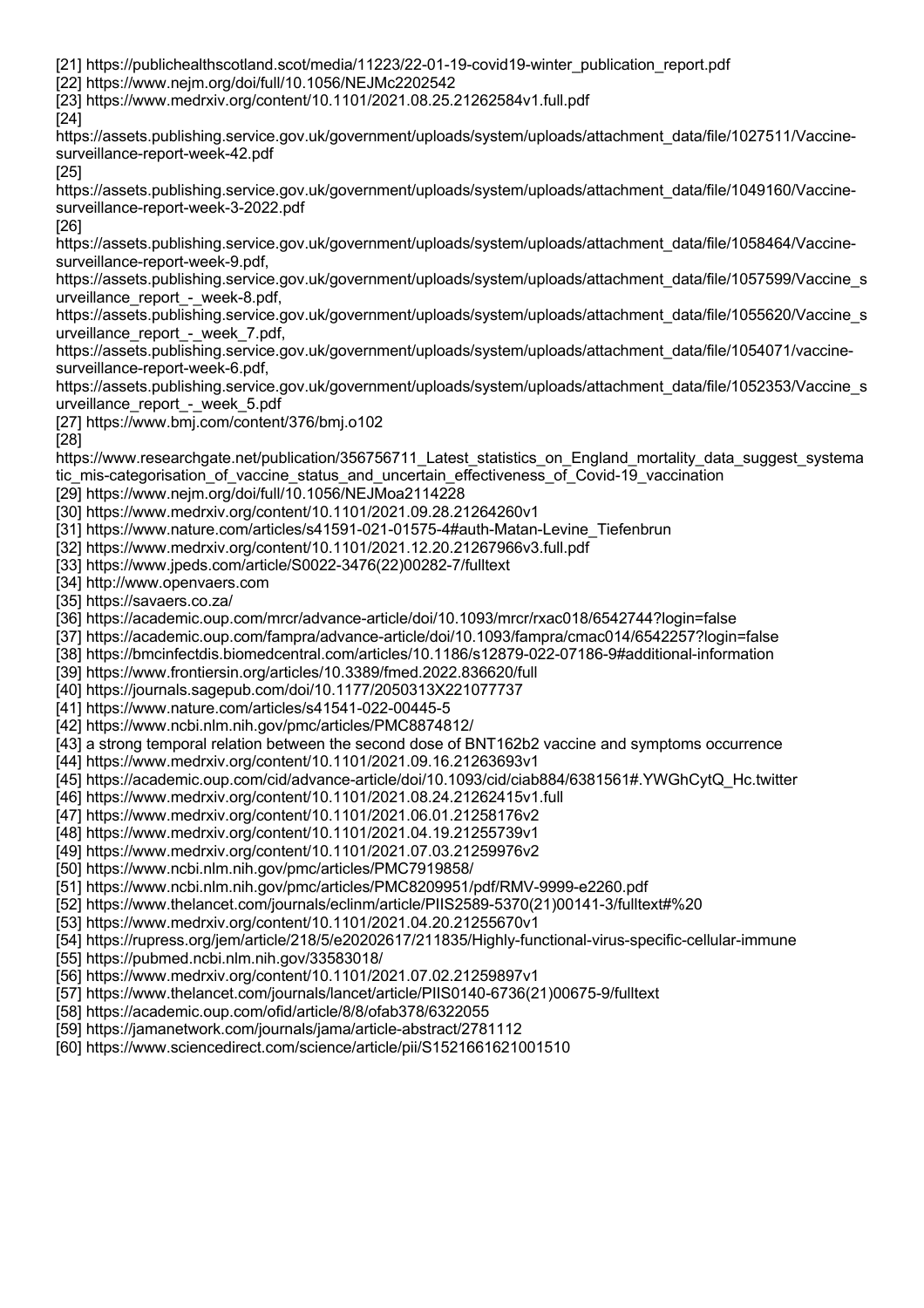[21] https://publichealthscotland.scot/media/11223/22-01-19-covid19-winter_publication_report.pdf
[22] https://www.nejm.org/doi/full/10.1056/NEJMc2202542
[23] https://www.medrxiv.org/content/10.1101/2021.08.25.21262584v1.full.pdf
[24]
https://assets.publishing.service.gov.uk/government/uploads/system/uploads/attachment_data/file/1027511/Vaccine-surveillance-report-week-42.pdf
[25]
https://assets.publishing.service.gov.uk/government/uploads/system/uploads/attachment_data/file/1049160/Vaccine-surveillance-report-week-3-2022.pdf
[26]
https://assets.publishing.service.gov.uk/government/uploads/system/uploads/attachment_data/file/1058464/Vaccine-surveillance-report-week-9.pdf,
https://assets.publishing.service.gov.uk/government/uploads/system/uploads/attachment_data/file/1057599/Vaccine_surveillance_report_-_week-8.pdf,
https://assets.publishing.service.gov.uk/government/uploads/system/uploads/attachment_data/file/1055620/Vaccine_surveillance_report_-_week_7.pdf,
https://assets.publishing.service.gov.uk/government/uploads/system/uploads/attachment_data/file/1054071/vaccine-surveillance-report-week-6.pdf,
https://assets.publishing.service.gov.uk/government/uploads/system/uploads/attachment_data/file/1052353/Vaccine_surveillance_report_-_week_5.pdf
[27] https://www.bmj.com/content/376/bmj.o102
[28]
https://www.researchgate.net/publication/356756711_Latest_statistics_on_England_mortality_data_suggest_systematic_mis-categorisation_of_vaccine_status_and_uncertain_effectiveness_of_Covid-19_vaccination
[29] https://www.nejm.org/doi/full/10.1056/NEJMoa2114228
[30] https://www.medrxiv.org/content/10.1101/2021.09.28.21264260v1
[31] https://www.nature.com/articles/s41591-021-01575-4#auth-Matan-Levine_Tiefenbrun
[32] https://www.medrxiv.org/content/10.1101/2021.12.20.21267966v3.full.pdf
[33] https://www.jpeds.com/article/S0022-3476(22)00282-7/fulltext
[34] http://www.openvaers.com
[35] https://savaers.co.za/
[36] https://academic.oup.com/mrcr/advance-article/doi/10.1093/mrcr/rxac018/6542744?login=false
[37] https://academic.oup.com/fampra/advance-article/doi/10.1093/fampra/cmac014/6542257?login=false
[38] https://bmcinfectdis.biomedcentral.com/articles/10.1186/s12879-022-07186-9#additional-information
[39] https://www.frontiersin.org/articles/10.3389/fmed.2022.836620/full
[40] https://journals.sagepub.com/doi/10.1177/2050313X221077737
[41] https://www.nature.com/articles/s41541-022-00445-5
[42] https://www.ncbi.nlm.nih.gov/pmc/articles/PMC8874812/
[43] a strong temporal relation between the second dose of BNT162b2 vaccine and symptoms occurrence
[44] https://www.medrxiv.org/content/10.1101/2021.09.16.21263693v1
[45] https://academic.oup.com/cid/advance-article/doi/10.1093/cid/ciab884/6381561#.YWGhCytQ_Hc.twitter
[46] https://www.medrxiv.org/content/10.1101/2021.08.24.21262415v1.full
[47] https://www.medrxiv.org/content/10.1101/2021.06.01.21258176v2
[48] https://www.medrxiv.org/content/10.1101/2021.04.19.21255739v1
[49] https://www.medrxiv.org/content/10.1101/2021.07.03.21259976v2
[50] https://www.ncbi.nlm.nih.gov/pmc/articles/PMC7919858/
[51] https://www.ncbi.nlm.nih.gov/pmc/articles/PMC8209951/pdf/RMV-9999-e2260.pdf
[52] https://www.thelancet.com/journals/eclinm/article/PIIS2589-5370(21)00141-3/fulltext#%20
[53] https://www.medrxiv.org/content/10.1101/2021.04.20.21255670v1
[54] https://rupress.org/jem/article/218/5/e20202617/211835/Highly-functional-virus-specific-cellular-immune
[55] https://pubmed.ncbi.nlm.nih.gov/33583018/
[56] https://www.medrxiv.org/content/10.1101/2021.07.02.21259897v1
[57] https://www.thelancet.com/journals/lancet/article/PIIS0140-6736(21)00675-9/fulltext
[58] https://academic.oup.com/ofid/article/8/8/ofab378/6322055
[59] https://jamanetwork.com/journals/jama/article-abstract/2781112
[60] https://www.sciencedirect.com/science/article/pii/S1521661621001510